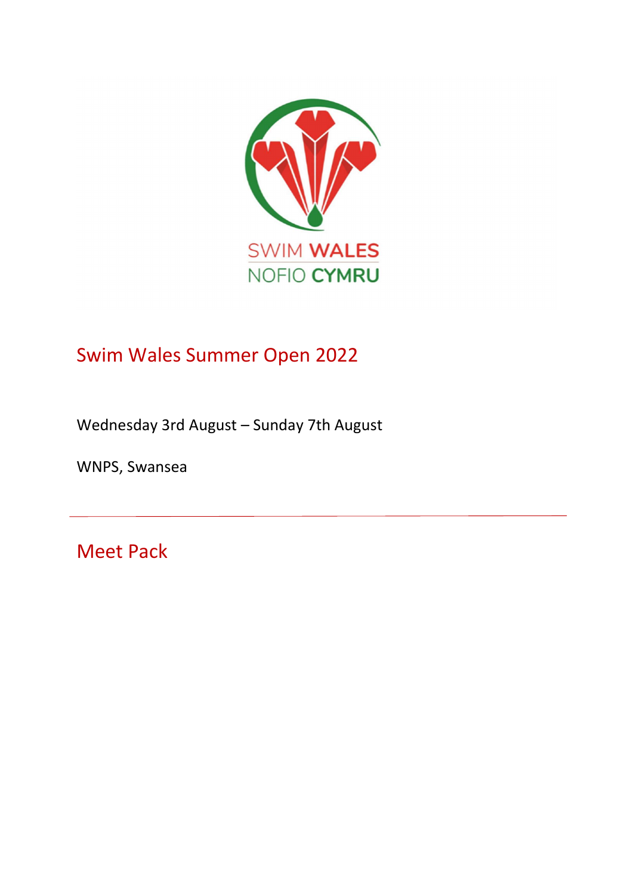SWIM WALES
NOFIO CYMRU

# Swim Wales Summer Open 2022

Wednesday 3rd August – Sunday 7th August

WNPS, Swansea

---

## Meet Pack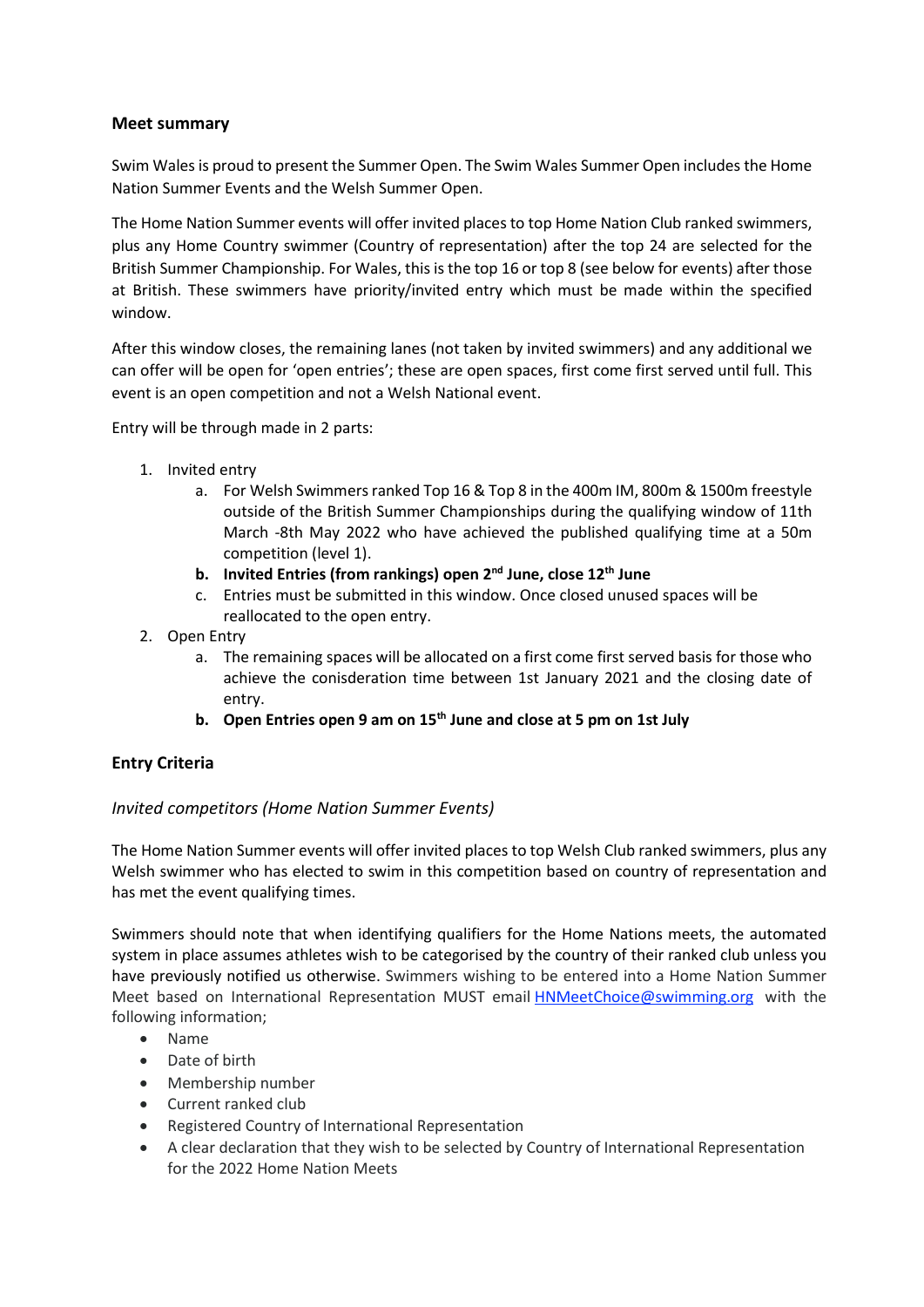### Meet summary

Swim Wales is proud to present the Summer Open. The Swim Wales Summer Open includes the Home Nation Summer Events and the Welsh Summer Open.

The Home Nation Summer events will offer invited places to top Home Nation Club ranked swimmers, plus any Home Country swimmer (Country of representation) after the top 24 are selected for the British Summer Championship. For Wales, this is the top 16 or top 8 (see below for events) after those at British. These swimmers have priority/invited entry which must be made within the specified window.

After this window closes, the remaining lanes (not taken by invited swimmers) and any additional we can offer will be open for 'open entries'; these are open spaces, first come first served until full. This event is an open competition and not a Welsh National event.

Entry will be through made in 2 parts:

1. Invited entry
   a. For Welsh Swimmers ranked Top 16 & Top 8 in the 400m IM, 800m & 1500m freestyle outside of the British Summer Championships during the qualifying window of 11th March -8th May 2022 who have achieved the published qualifying time at a 50m competition (level 1).
   b. **Invited Entries (from rankings) open 2nd June, close 12th June**
   c. Entries must be submitted in this window. Once closed unused spaces will be reallocated to the open entry.
2. Open Entry
   a. The remaining spaces will be allocated on a first come first served basis for those who achieve the conisderation time between 1st January 2021 and the closing date of entry.
   b. **Open Entries open 9 am on 15th June and close at 5 pm on 1st July**

### Entry Criteria

*Invited competitors (Home Nation Summer Events)*

The Home Nation Summer events will offer invited places to top Welsh Club ranked swimmers, plus any Welsh swimmer who has elected to swim in this competition based on country of representation and has met the event qualifying times.

Swimmers should note that when identifying qualifiers for the Home Nations meets, the automated system in place assumes athletes wish to be categorised by the country of their ranked club unless you have previously notified us otherwise. Swimmers wishing to be entered into a Home Nation Summer Meet based on International Representation MUST email HNMeetChoice@swimming.org with the following information;

- Name
- Date of birth
- Membership number
- Current ranked club
- Registered Country of International Representation
- A clear declaration that they wish to be selected by Country of International Representation for the 2022 Home Nation Meets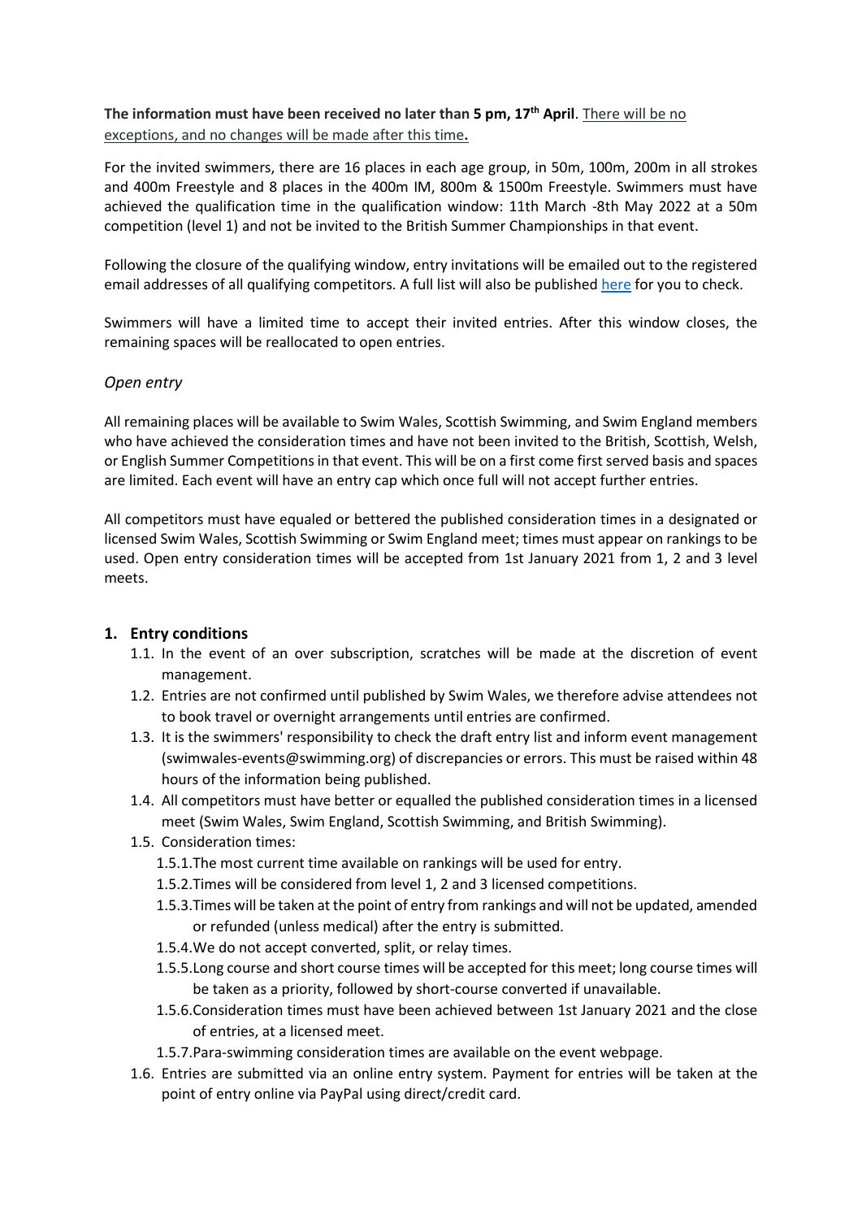**The information must have been received no later than 5 pm, 17th April**. There will be no exceptions, and no changes will be made after this time**.**

For the invited swimmers, there are 16 places in each age group, in 50m, 100m, 200m in all strokes and 400m Freestyle and 8 places in the 400m IM, 800m & 1500m Freestyle. Swimmers must have achieved the qualification time in the qualification window: 11th March -8th May 2022 at a 50m competition (level 1) and not be invited to the British Summer Championships in that event.

Following the closure of the qualifying window, entry invitations will be emailed out to the registered email addresses of all qualifying competitors. A full list will also be published here for you to check.

Swimmers will have a limited time to accept their invited entries. After this window closes, the remaining spaces will be reallocated to open entries.

*Open entry*

All remaining places will be available to Swim Wales, Scottish Swimming, and Swim England members who have achieved the consideration times and have not been invited to the British, Scottish, Welsh, or English Summer Competitions in that event. This will be on a first come first served basis and spaces are limited. Each event will have an entry cap which once full will not accept further entries.

All competitors must have equaled or bettered the published consideration times in a designated or licensed Swim Wales, Scottish Swimming or Swim England meet; times must appear on rankings to be used. Open entry consideration times will be accepted from 1st January 2021 from 1, 2 and 3 level meets.

## 1. Entry conditions

1.1. In the event of an over subscription, scratches will be made at the discretion of event management.

1.2. Entries are not confirmed until published by Swim Wales, we therefore advise attendees not to book travel or overnight arrangements until entries are confirmed.

1.3. It is the swimmers' responsibility to check the draft entry list and inform event management (swimwales-events@swimming.org) of discrepancies or errors. This must be raised within 48 hours of the information being published.

1.4. All competitors must have better or equalled the published consideration times in a licensed meet (Swim Wales, Swim England, Scottish Swimming, and British Swimming).

1.5. Consideration times:

1.5.1. The most current time available on rankings will be used for entry.

1.5.2. Times will be considered from level 1, 2 and 3 licensed competitions.

1.5.3. Times will be taken at the point of entry from rankings and will not be updated, amended or refunded (unless medical) after the entry is submitted.

1.5.4. We do not accept converted, split, or relay times.

1.5.5. Long course and short course times will be accepted for this meet; long course times will be taken as a priority, followed by short-course converted if unavailable.

1.5.6. Consideration times must have been achieved between 1st January 2021 and the close of entries, at a licensed meet.

1.5.7. Para-swimming consideration times are available on the event webpage.

1.6. Entries are submitted via an online entry system. Payment for entries will be taken at the point of entry online via PayPal using direct/credit card.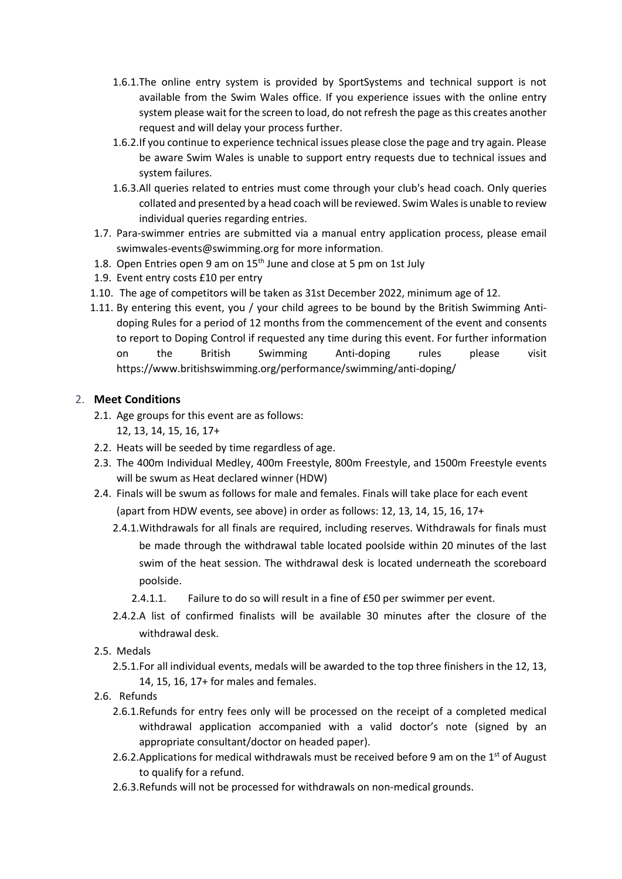1.6.1. The online entry system is provided by SportSystems and technical support is not available from the Swim Wales office. If you experience issues with the online entry system please wait for the screen to load, do not refresh the page as this creates another request and will delay your process further.

1.6.2. If you continue to experience technical issues please close the page and try again. Please be aware Swim Wales is unable to support entry requests due to technical issues and system failures.

1.6.3. All queries related to entries must come through your club's head coach. Only queries collated and presented by a head coach will be reviewed. Swim Wales is unable to review individual queries regarding entries.

1.7. Para-swimmer entries are submitted via a manual entry application process, please email swimwales-events@swimming.org for more information.

1.8. Open Entries open 9 am on 15th June and close at 5 pm on 1st July

1.9. Event entry costs £10 per entry

1.10. The age of competitors will be taken as 31st December 2022, minimum age of 12.

1.11. By entering this event, you / your child agrees to be bound by the British Swimming Anti-doping Rules for a period of 12 months from the commencement of the event and consents to report to Doping Control if requested any time during this event. For further information on the British Swimming Anti-doping rules please visit https://www.britishswimming.org/performance/swimming/anti-doping/

## 2. Meet Conditions

2.1. Age groups for this event are as follows:
12, 13, 14, 15, 16, 17+

2.2. Heats will be seeded by time regardless of age.

2.3. The 400m Individual Medley, 400m Freestyle, 800m Freestyle, and 1500m Freestyle events will be swum as Heat declared winner (HDW)

2.4. Finals will be swum as follows for male and females. Finals will take place for each event (apart from HDW events, see above) in order as follows: 12, 13, 14, 15, 16, 17+

2.4.1. Withdrawals for all finals are required, including reserves. Withdrawals for finals must be made through the withdrawal table located poolside within 20 minutes of the last swim of the heat session. The withdrawal desk is located underneath the scoreboard poolside.

2.4.1.1. Failure to do so will result in a fine of £50 per swimmer per event.

2.4.2. A list of confirmed finalists will be available 30 minutes after the closure of the withdrawal desk.

2.5. Medals

2.5.1. For all individual events, medals will be awarded to the top three finishers in the 12, 13, 14, 15, 16, 17+ for males and females.

2.6. Refunds

2.6.1. Refunds for entry fees only will be processed on the receipt of a completed medical withdrawal application accompanied with a valid doctor's note (signed by an appropriate consultant/doctor on headed paper).

2.6.2. Applications for medical withdrawals must be received before 9 am on the 1st of August to qualify for a refund.

2.6.3. Refunds will not be processed for withdrawals on non-medical grounds.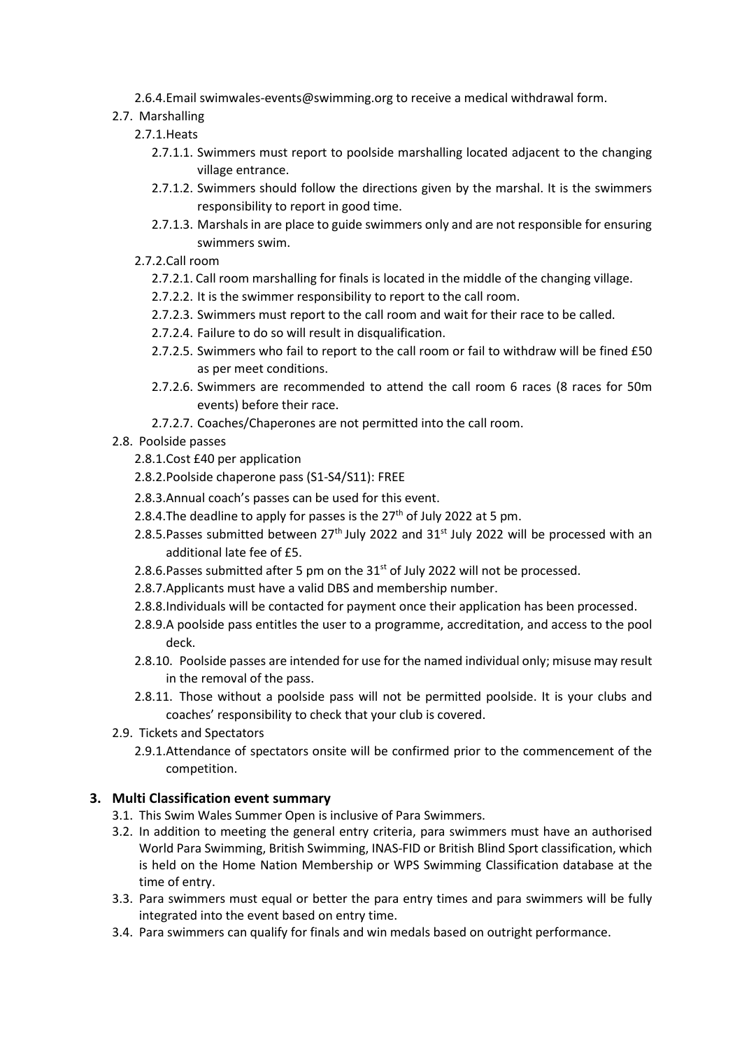2.6.4. Email swimwales-events@swimming.org to receive a medical withdrawal form.

2.7. Marshalling

2.7.1. Heats

2.7.1.1. Swimmers must report to poolside marshalling located adjacent to the changing village entrance.

2.7.1.2. Swimmers should follow the directions given by the marshal. It is the swimmers responsibility to report in good time.

2.7.1.3. Marshals in are place to guide swimmers only and are not responsible for ensuring swimmers swim.

2.7.2. Call room

2.7.2.1. Call room marshalling for finals is located in the middle of the changing village.

2.7.2.2. It is the swimmer responsibility to report to the call room.

2.7.2.3. Swimmers must report to the call room and wait for their race to be called.

2.7.2.4. Failure to do so will result in disqualification.

2.7.2.5. Swimmers who fail to report to the call room or fail to withdraw will be fined £50 as per meet conditions.

2.7.2.6. Swimmers are recommended to attend the call room 6 races (8 races for 50m events) before their race.

2.7.2.7. Coaches/Chaperones are not permitted into the call room.

2.8. Poolside passes

2.8.1. Cost £40 per application

2.8.2. Poolside chaperone pass (S1-S4/S11): FREE

2.8.3. Annual coach's passes can be used for this event.

2.8.4. The deadline to apply for passes is the 27th of July 2022 at 5 pm.

2.8.5. Passes submitted between 27th July 2022 and 31st July 2022 will be processed with an additional late fee of £5.

2.8.6. Passes submitted after 5 pm on the 31st of July 2022 will not be processed.

2.8.7. Applicants must have a valid DBS and membership number.

2.8.8. Individuals will be contacted for payment once their application has been processed.

2.8.9. A poolside pass entitles the user to a programme, accreditation, and access to the pool deck.

2.8.10. Poolside passes are intended for use for the named individual only; misuse may result in the removal of the pass.

2.8.11. Those without a poolside pass will not be permitted poolside. It is your clubs and coaches' responsibility to check that your club is covered.

2.9. Tickets and Spectators

2.9.1. Attendance of spectators onsite will be confirmed prior to the commencement of the competition.

## 3. Multi Classification event summary

3.1. This Swim Wales Summer Open is inclusive of Para Swimmers.

3.2. In addition to meeting the general entry criteria, para swimmers must have an authorised World Para Swimming, British Swimming, INAS-FID or British Blind Sport classification, which is held on the Home Nation Membership or WPS Swimming Classification database at the time of entry.

3.3. Para swimmers must equal or better the para entry times and para swimmers will be fully integrated into the event based on entry time.

3.4. Para swimmers can qualify for finals and win medals based on outright performance.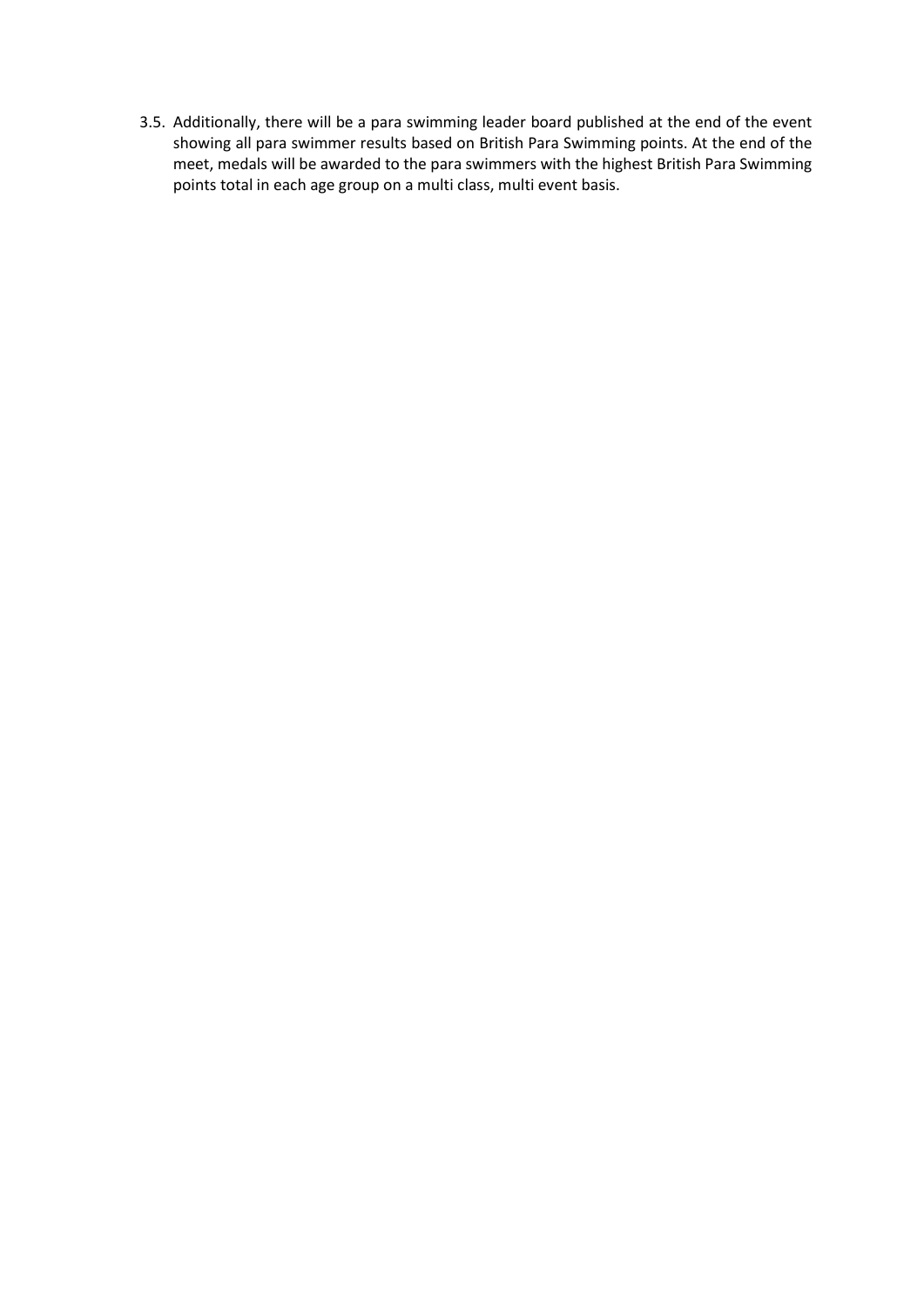3.5. Additionally, there will be a para swimming leader board published at the end of the event showing all para swimmer results based on British Para Swimming points. At the end of the meet, medals will be awarded to the para swimmers with the highest British Para Swimming points total in each age group on a multi class, multi event basis.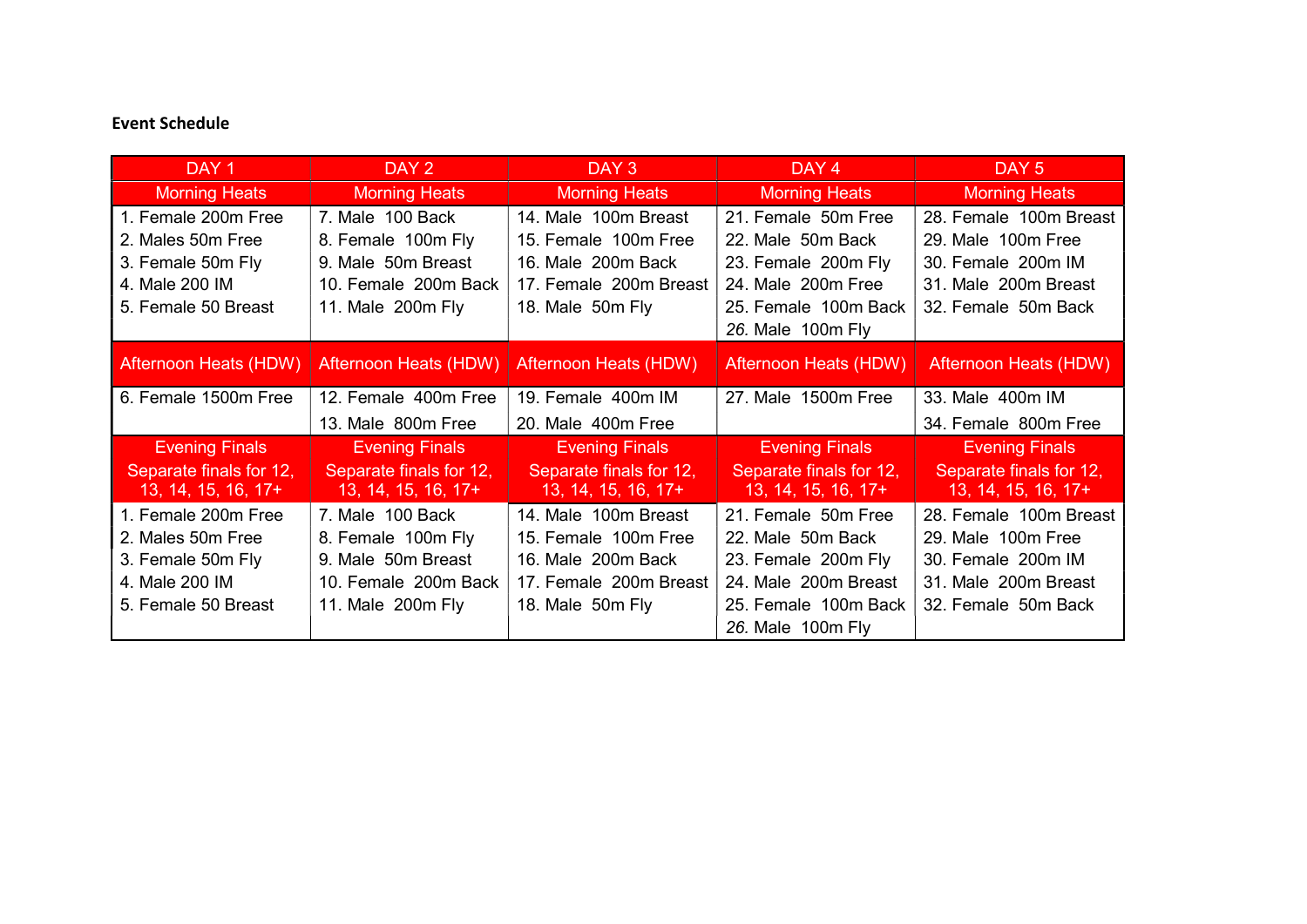**Event Schedule**

| DAY 1 | DAY 2 | DAY 3 | DAY 4 | DAY 5 |
|---|---|---|---|---|
| Morning Heats | Morning Heats | Morning Heats | Morning Heats | Morning Heats |
| 1. Female 200m Free<br>2. Males 50m Free<br>3. Female 50m Fly<br>4. Male 200 IM<br>5. Female 50 Breast | 7. Male 100 Back<br>8. Female 100m Fly<br>9. Male 50m Breast<br>10. Female 200m Back<br>11. Male 200m Fly | 14. Male 100m Breast<br>15. Female 100m Free<br>16. Male 200m Back<br>17. Female 200m Breast<br>18. Male 50m Fly | 21. Female 50m Free<br>22. Male 50m Back<br>23. Female 200m Fly<br>24. Male 200m Free<br>25. Female 100m Back<br>26. Male 100m Fly | 28. Female 100m Breast<br>29. Male 100m Free<br>30. Female 200m IM<br>31. Male 200m Breast<br>32. Female 50m Back |
| Afternoon Heats (HDW) | Afternoon Heats (HDW) | Afternoon Heats (HDW) | Afternoon Heats (HDW) | Afternoon Heats (HDW) |
| 6. Female 1500m Free | 12. Female 400m Free<br>13. Male 800m Free | 19. Female 400m IM<br>20. Male 400m Free | 27. Male 1500m Free | 33. Male 400m IM<br>34. Female 800m Free |
| Evening Finals<br>Separate finals for 12, 13, 14, 15, 16, 17+ | Evening Finals<br>Separate finals for 12, 13, 14, 15, 16, 17+ | Evening Finals<br>Separate finals for 12, 13, 14, 15, 16, 17+ | Evening Finals<br>Separate finals for 12, 13, 14, 15, 16, 17+ | Evening Finals<br>Separate finals for 12, 13, 14, 15, 16, 17+ |
| 1. Female 200m Free<br>2. Males 50m Free<br>3. Female 50m Fly<br>4. Male 200 IM<br>5. Female 50 Breast | 7. Male 100 Back<br>8. Female 100m Fly<br>9. Male 50m Breast<br>10. Female 200m Back<br>11. Male 200m Fly | 14. Male 100m Breast<br>15. Female 100m Free<br>16. Male 200m Back<br>17. Female 200m Breast<br>18. Male 50m Fly | 21. Female 50m Free<br>22. Male 50m Back<br>23. Female 200m Fly<br>24. Male 200m Breast<br>25. Female 100m Back<br>26. Male 100m Fly | 28. Female 100m Breast<br>29. Male 100m Free<br>30. Female 200m IM<br>31. Male 200m Breast<br>32. Female 50m Back |